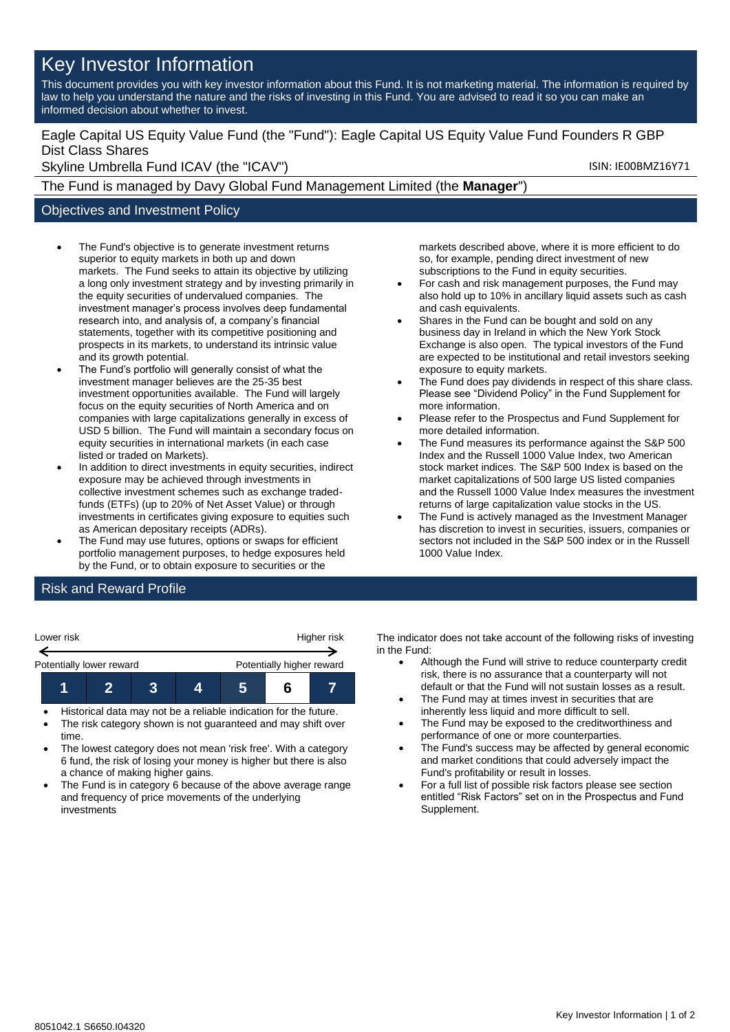# Key Investor Information

This document provides you with key investor information about this Fund. It is not marketing material. The information is required by law to help you understand the nature and the risks of investing in this Fund. You are advised to read it so you can make an informed decision about whether to invest.

Eagle Capital US Equity Value Fund (the "Fund"): Eagle Capital US Equity Value Fund Founders R GBP Dist Class Shares

Skyline Umbrella Fund ICAV (the "ICAV")

ISIN: IE00BMZ16Y71

The Fund is managed by Davy Global Fund Management Limited (the **Manager**")

## Objectives and Investment Policy

- The Fund's objective is to generate investment returns superior to equity markets in both up and down markets. The Fund seeks to attain its objective by utilizing a long only investment strategy and by investing primarily in the equity securities of undervalued companies. The investment manager's process involves deep fundamental research into, and analysis of, a company's financial statements, together with its competitive positioning and prospects in its markets, to understand its intrinsic value and its growth potential.
- The Fund's portfolio will generally consist of what the investment manager believes are the 25-35 best investment opportunities available. The Fund will largely focus on the equity securities of North America and on companies with large capitalizations generally in excess of USD 5 billion. The Fund will maintain a secondary focus on equity securities in international markets (in each case listed or traded on Markets).
- In addition to direct investments in equity securities, indirect exposure may be achieved through investments in collective investment schemes such as exchange traded-funds (ETFs) (up to 20% of Net Asset Value) or through investments in certificates giving exposure to equities such as American depositary receipts (ADRs).
- The Fund may use futures, options or swaps for efficient portfolio management purposes, to hedge exposures held by the Fund, or to obtain exposure to securities or the markets described above, where it is more efficient to do so, for example, pending direct investment of new subscriptions to the Fund in equity securities.
- For cash and risk management purposes, the Fund may also hold up to 10% in ancillary liquid assets such as cash and cash equivalents.
- Shares in the Fund can be bought and sold on any business day in Ireland in which the New York Stock Exchange is also open. The typical investors of the Fund are expected to be institutional and retail investors seeking exposure to equity markets.
- The Fund does pay dividends in respect of this share class. Please see "Dividend Policy" in the Fund Supplement for more information.
- Please refer to the Prospectus and Fund Supplement for more detailed information.
- The Fund measures its performance against the S&P 500 Index and the Russell 1000 Value Index, two American stock market indices. The S&P 500 Index is based on the market capitalizations of 500 large US listed companies and the Russell 1000 Value Index measures the investment returns of large capitalization value stocks in the US.
- The Fund is actively managed as the Investment Manager has discretion to invest in securities, issuers, companies or sectors not included in the S&P 500 index or in the Russell 1000 Value Index.

## Risk and Reward Profile

| Lower risk | | | | | | Higher risk |
|---|---|---|---|---|---|---|
| Potentially lower reward | | | | | | Potentially higher reward |
| 1 | 2 | 3 | 4 | 5 | **6** | 7 |

- Historical data may not be a reliable indication for the future.
- The risk category shown is not guaranteed and may shift over time.
- The lowest category does not mean 'risk free'. With a category 6 fund, the risk of losing your money is higher but there is also a chance of making higher gains.
- The Fund is in category 6 because of the above average range and frequency of price movements of the underlying investments

The indicator does not take account of the following risks of investing in the Fund:

- Although the Fund will strive to reduce counterparty credit risk, there is no assurance that a counterparty will not default or that the Fund will not sustain losses as a result.
- The Fund may at times invest in securities that are inherently less liquid and more difficult to sell.
- The Fund may be exposed to the creditworthiness and performance of one or more counterparties.
- The Fund's success may be affected by general economic and market conditions that could adversely impact the Fund's profitability or result in losses.
- For a full list of possible risk factors please see section entitled "Risk Factors" set on in the Prospectus and Fund Supplement.

8051042.1 S6650.I04320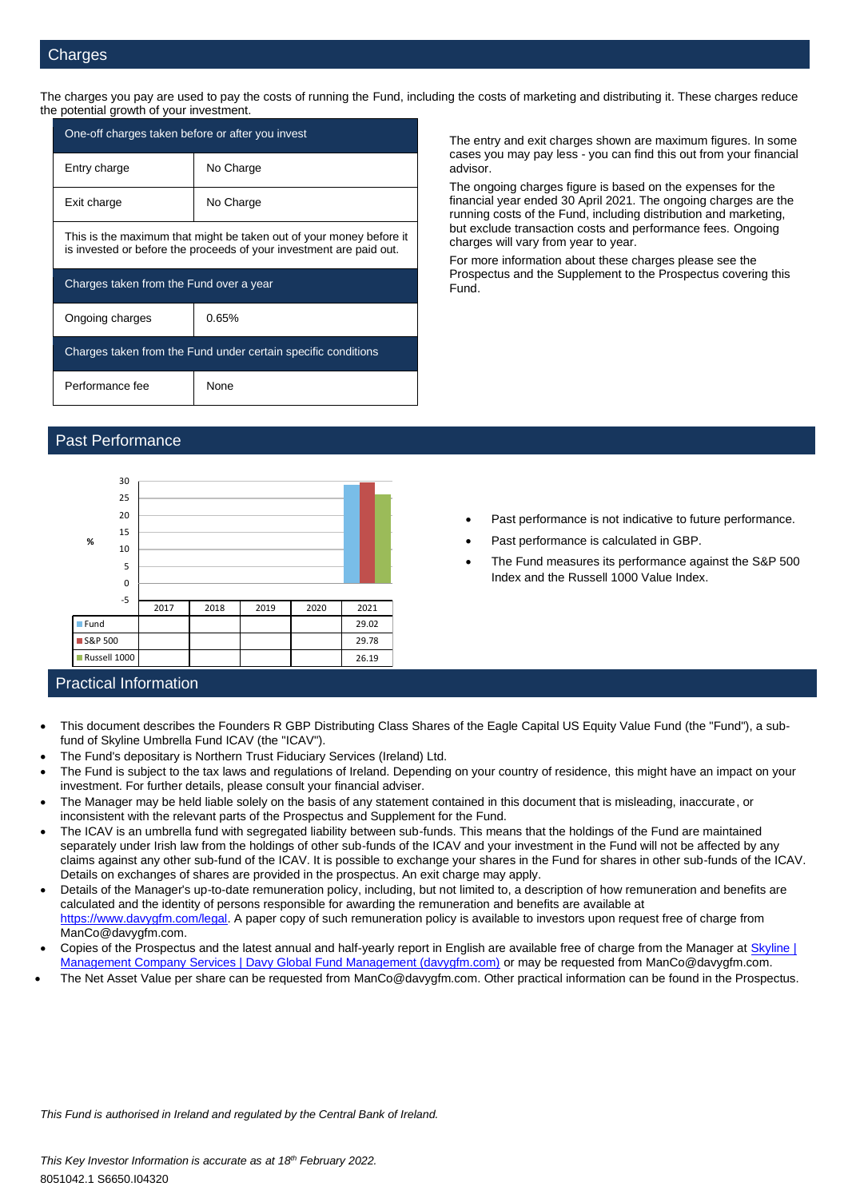## Charges

The charges you pay are used to pay the costs of running the Fund, including the costs of marketing and distributing it. These charges reduce the potential growth of your investment.

| One-off charges taken before or after you invest | |
|---|---|
| Entry charge | No Charge |
| Exit charge | No Charge |
| This is the maximum that might be taken out of your money before it is invested or before the proceeds of your investment are paid out. | |
| **Charges taken from the Fund over a year** | |
| Ongoing charges | 0.65% |
| **Charges taken from the Fund under certain specific conditions** | |
| Performance fee | None |

The entry and exit charges shown are maximum figures. In some cases you may pay less - you can find this out from your financial advisor.

The ongoing charges figure is based on the expenses for the financial year ended 30 April 2021. The ongoing charges are the running costs of the Fund, including distribution and marketing, but exclude transaction costs and performance fees. Ongoing charges will vary from year to year.

For more information about these charges please see the Prospectus and the Supplement to the Prospectus covering this Fund.

## Past Performance

%

30
25
20
15
10
5
0
-5

2017 2018 2019 2020 2021

Fund 29.02

S&P 500 29.78

Russell 1000 26.19

- Past performance is not indicative to future performance.
- Past performance is calculated in GBP.
- The Fund measures its performance against the S&P 500 Index and the Russell 1000 Value Index.

## Practical Information

- This document describes the Founders R GBP Distributing Class Shares of the Eagle Capital US Equity Value Fund (the "Fund"), a sub-fund of Skyline Umbrella Fund ICAV (the "ICAV").
- The Fund's depositary is Northern Trust Fiduciary Services (Ireland) Ltd.
- The Fund is subject to the tax laws and regulations of Ireland. Depending on your country of residence, this might have an impact on your investment. For further details, please consult your financial adviser.
- The Manager may be held liable solely on the basis of any statement contained in this document that is misleading, inaccurate, or inconsistent with the relevant parts of the Prospectus and Supplement for the Fund.
- The ICAV is an umbrella fund with segregated liability between sub-funds. This means that the holdings of the Fund are maintained separately under Irish law from the holdings of other sub-funds of the ICAV and your investment in the Fund will not be affected by any claims against any other sub-fund of the ICAV. It is possible to exchange your shares in the Fund for shares in other sub-funds of the ICAV. Details on exchanges of shares are provided in the prospectus. An exit charge may apply.
- Details of the Manager's up-to-date remuneration policy, including, but not limited to, a description of how remuneration and benefits are calculated and the identity of persons responsible for awarding the remuneration and benefits are available at https://www.davygfm.com/legal. A paper copy of such remuneration policy is available to investors upon request free of charge from ManCo@davygfm.com.
- Copies of the Prospectus and the latest annual and half-yearly report in English are available free of charge from the Manager at Skyline | Management Company Services | Davy Global Fund Management (davygfm.com) or may be requested from ManCo@davygfm.com.
- The Net Asset Value per share can be requested from ManCo@davygfm.com. Other practical information can be found in the Prospectus.

*This Fund is authorised in Ireland and regulated by the Central Bank of Ireland.*

*This Key Investor Information is accurate as at 18th February 2022.*

8051042.1 S6650.I04320